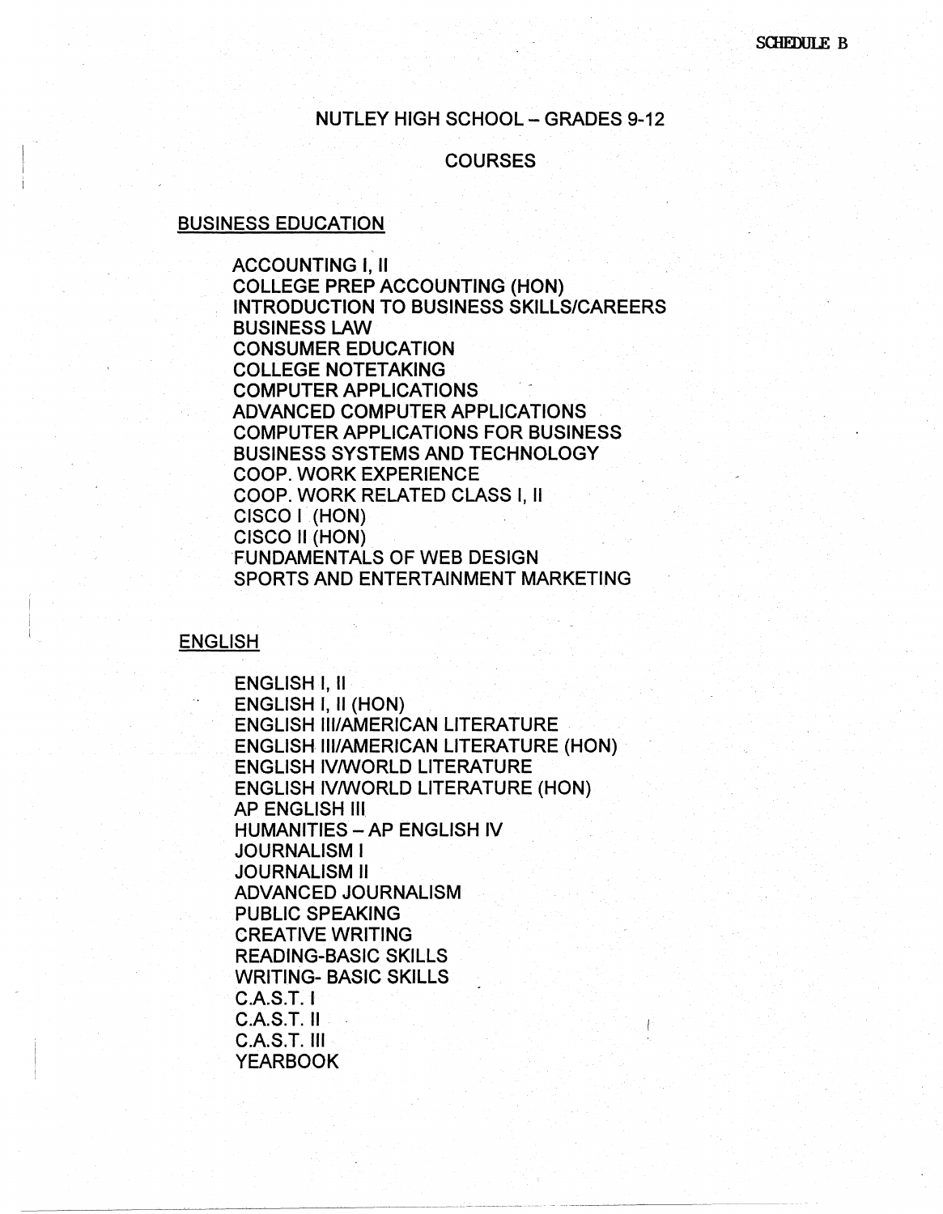SCHEDULE B

# NUTLEY HIGH SCHOOL – GRADES 9-12

## COURSES

### BUSINESS EDUCATION

- ACCOUNTING I, II
- COLLEGE PREP ACCOUNTING (HON)
- INTRODUCTION TO BUSINESS SKILLS/CAREERS
- BUSINESS LAW
- CONSUMER EDUCATION
- COLLEGE NOTETAKING
- COMPUTER APPLICATIONS
- ADVANCED COMPUTER APPLICATIONS
- COMPUTER APPLICATIONS FOR BUSINESS
- BUSINESS SYSTEMS AND TECHNOLOGY
- COOP. WORK EXPERIENCE
- COOP. WORK RELATED CLASS I, II
- CISCO I (HON)
- CISCO II (HON)
- FUNDAMENTALS OF WEB DESIGN
- SPORTS AND ENTERTAINMENT MARKETING

### ENGLISH

- ENGLISH I, II
- ENGLISH I, II (HON)
- ENGLISH III/AMERICAN LITERATURE
- ENGLISH III/AMERICAN LITERATURE (HON)
- ENGLISH IV/WORLD LITERATURE
- ENGLISH IV/WORLD LITERATURE (HON)
- AP ENGLISH III
- HUMANITIES – AP ENGLISH IV
- JOURNALISM I
- JOURNALISM II
- ADVANCED JOURNALISM
- PUBLIC SPEAKING
- CREATIVE WRITING
- READING-BASIC SKILLS
- WRITING- BASIC SKILLS
- C.A.S.T. I
- C.A.S.T. II
- C.A.S.T. III
- YEARBOOK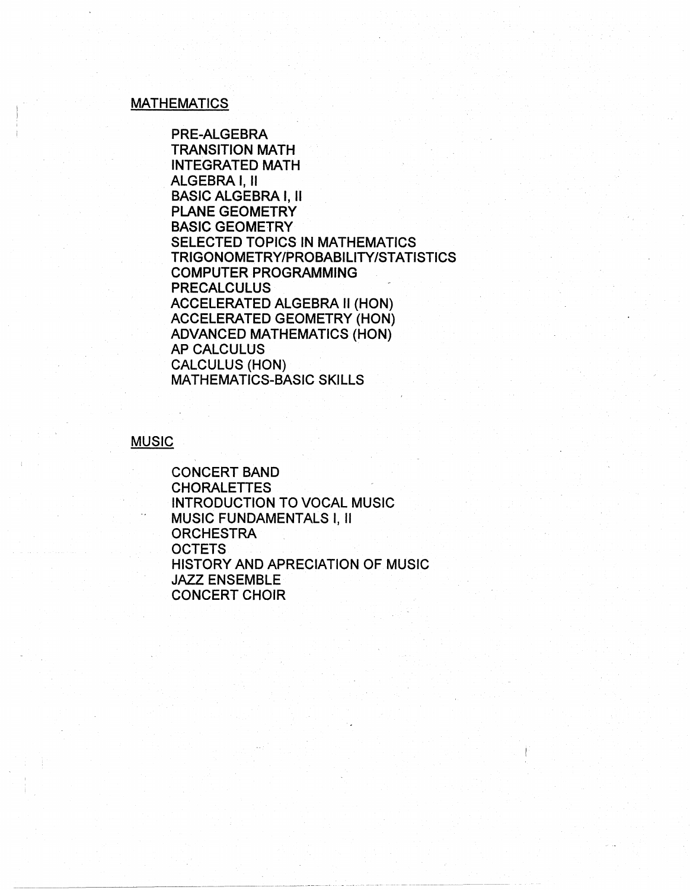## MATHEMATICS

- PRE-ALGEBRA
- TRANSITION MATH
- INTEGRATED MATH
- ALGEBRA I, II
- BASIC ALGEBRA I, II
- PLANE GEOMETRY
- BASIC GEOMETRY
- SELECTED TOPICS IN MATHEMATICS
- TRIGONOMETRY/PROBABILITY/STATISTICS
- COMPUTER PROGRAMMING
- PRECALCULUS
- ACCELERATED ALGEBRA II (HON)
- ACCELERATED GEOMETRY (HON)
- ADVANCED MATHEMATICS (HON)
- AP CALCULUS
- CALCULUS (HON)
- MATHEMATICS-BASIC SKILLS

## MUSIC

- CONCERT BAND
- CHORALETTES
- INTRODUCTION TO VOCAL MUSIC
- MUSIC FUNDAMENTALS I, II
- ORCHESTRA
- OCTETS
- HISTORY AND APRECIATION OF MUSIC
- JAZZ ENSEMBLE
- CONCERT CHOIR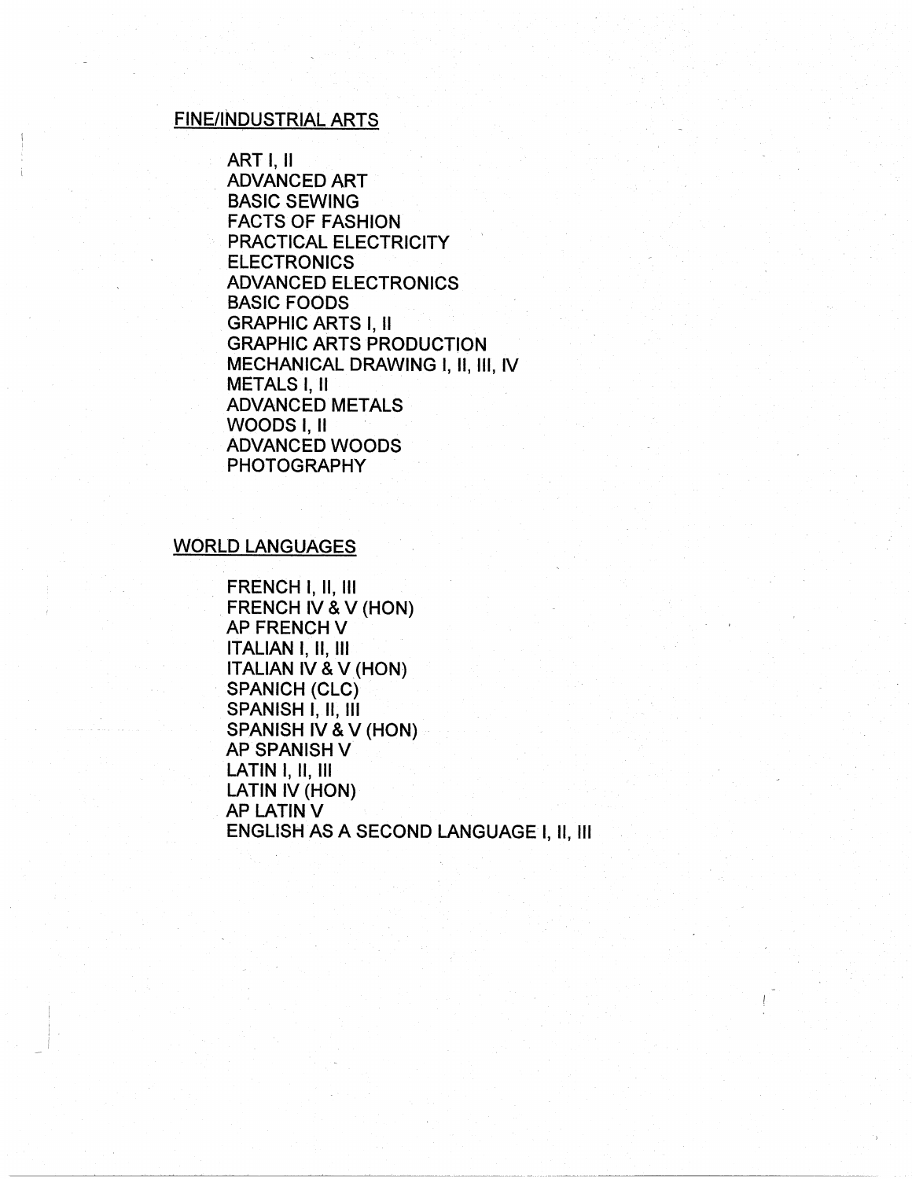## FINE/INDUSTRIAL ARTS

- ART I, II
- ADVANCED ART
- BASIC SEWING
- FACTS OF FASHION
- PRACTICAL ELECTRICITY
- ELECTRONICS
- ADVANCED ELECTRONICS
- BASIC FOODS
- GRAPHIC ARTS I, II
- GRAPHIC ARTS PRODUCTION
- MECHANICAL DRAWING I, II, III, IV
- METALS I, II
- ADVANCED METALS
- WOODS I, II
- ADVANCED WOODS
- PHOTOGRAPHY

## WORLD LANGUAGES

- FRENCH I, II, III
- FRENCH IV & V (HON)
- AP FRENCH V
- ITALIAN I, II, III
- ITALIAN IV & V (HON)
- SPANICH (CLC)
- SPANISH I, II, III
- SPANISH IV & V (HON)
- AP SPANISH V
- LATIN I, II, III
- LATIN IV (HON)
- AP LATIN V
- ENGLISH AS A SECOND LANGUAGE I, II, III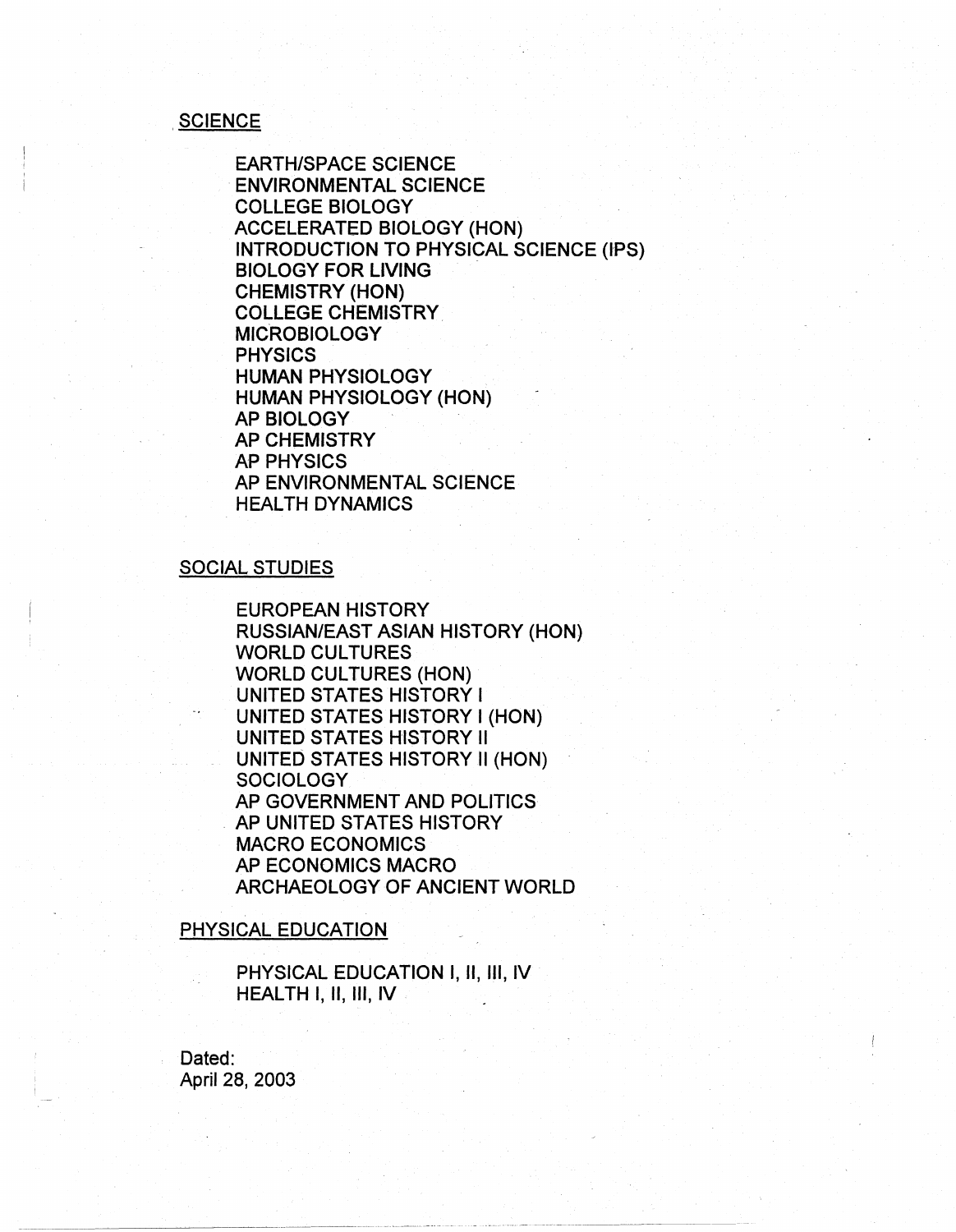## SCIENCE

- EARTH/SPACE SCIENCE
- ENVIRONMENTAL SCIENCE
- COLLEGE BIOLOGY
- ACCELERATED BIOLOGY (HON)
- INTRODUCTION TO PHYSICAL SCIENCE (IPS)
- BIOLOGY FOR LIVING
- CHEMISTRY (HON)
- COLLEGE CHEMISTRY
- MICROBIOLOGY
- PHYSICS
- HUMAN PHYSIOLOGY
- HUMAN PHYSIOLOGY (HON)
- AP BIOLOGY
- AP CHEMISTRY
- AP PHYSICS
- AP ENVIRONMENTAL SCIENCE
- HEALTH DYNAMICS

## SOCIAL STUDIES

- EUROPEAN HISTORY
- RUSSIAN/EAST ASIAN HISTORY (HON)
- WORLD CULTURES
- WORLD CULTURES (HON)
- UNITED STATES HISTORY I
- UNITED STATES HISTORY I (HON)
- UNITED STATES HISTORY II
- UNITED STATES HISTORY II (HON)
- SOCIOLOGY
- AP GOVERNMENT AND POLITICS
- AP UNITED STATES HISTORY
- MACRO ECONOMICS
- AP ECONOMICS MACRO
- ARCHAEOLOGY OF ANCIENT WORLD

## PHYSICAL EDUCATION

- PHYSICAL EDUCATION I, II, III, IV
- HEALTH I, II, III, IV

Dated:
April 28, 2003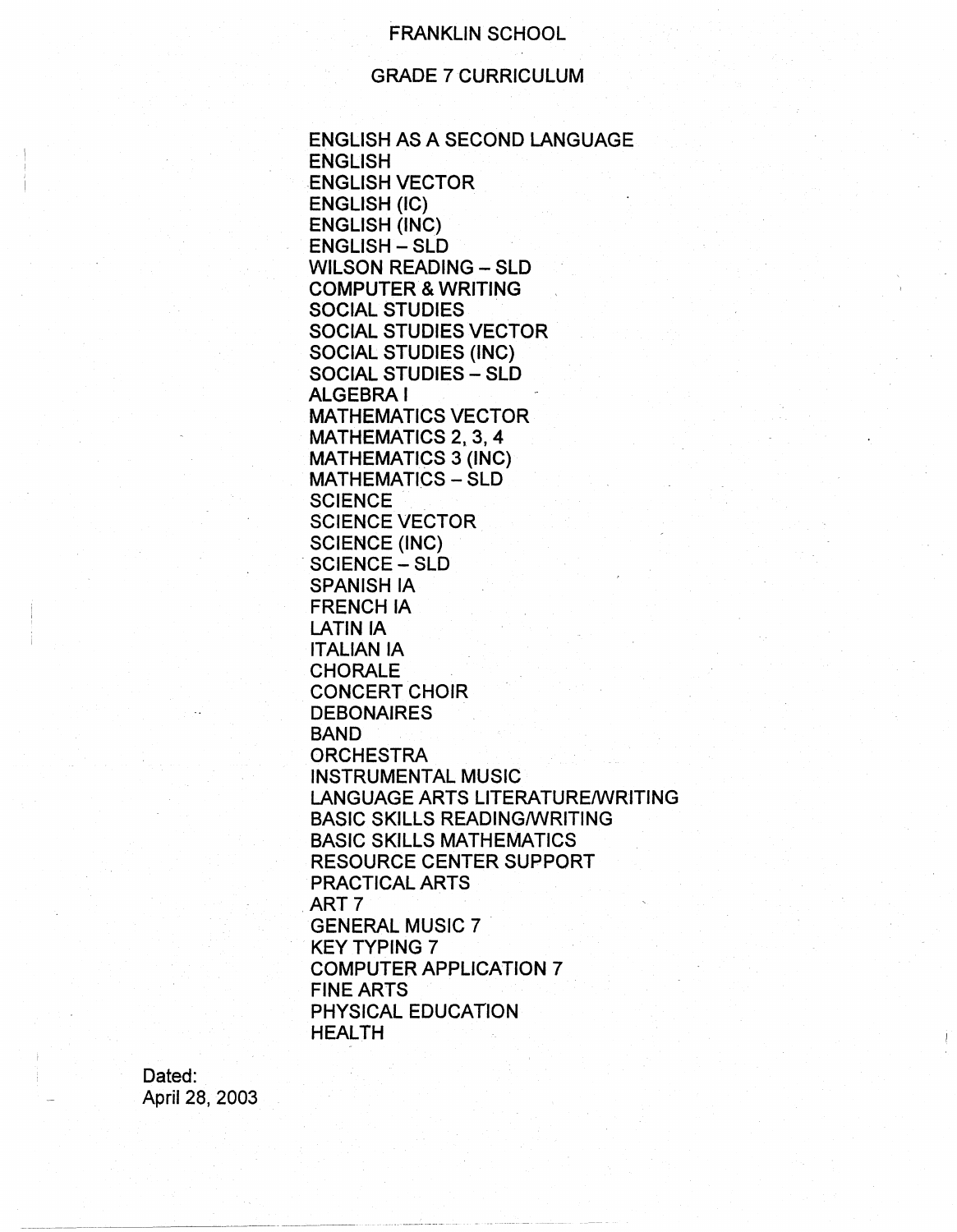# FRANKLIN SCHOOL

## GRADE 7 CURRICULUM

ENGLISH AS A SECOND LANGUAGE
ENGLISH
ENGLISH VECTOR
ENGLISH (IC)
ENGLISH (INC)
ENGLISH – SLD
WILSON READING – SLD
COMPUTER & WRITING
SOCIAL STUDIES
SOCIAL STUDIES VECTOR
SOCIAL STUDIES (INC)
SOCIAL STUDIES – SLD
ALGEBRA I
MATHEMATICS VECTOR
MATHEMATICS 2, 3, 4
MATHEMATICS 3 (INC)
MATHEMATICS – SLD
SCIENCE
SCIENCE VECTOR
SCIENCE (INC)
SCIENCE – SLD
SPANISH IA
FRENCH IA
LATIN IA
ITALIAN IA
CHORALE
CONCERT CHOIR
DEBONAIRES
BAND
ORCHESTRA
INSTRUMENTAL MUSIC
LANGUAGE ARTS LITERATURE/WRITING
BASIC SKILLS READING/WRITING
BASIC SKILLS MATHEMATICS
RESOURCE CENTER SUPPORT
PRACTICAL ARTS
ART 7
GENERAL MUSIC 7
KEY TYPING 7
COMPUTER APPLICATION 7
FINE ARTS
PHYSICAL EDUCATION
HEALTH

Dated:
April 28, 2003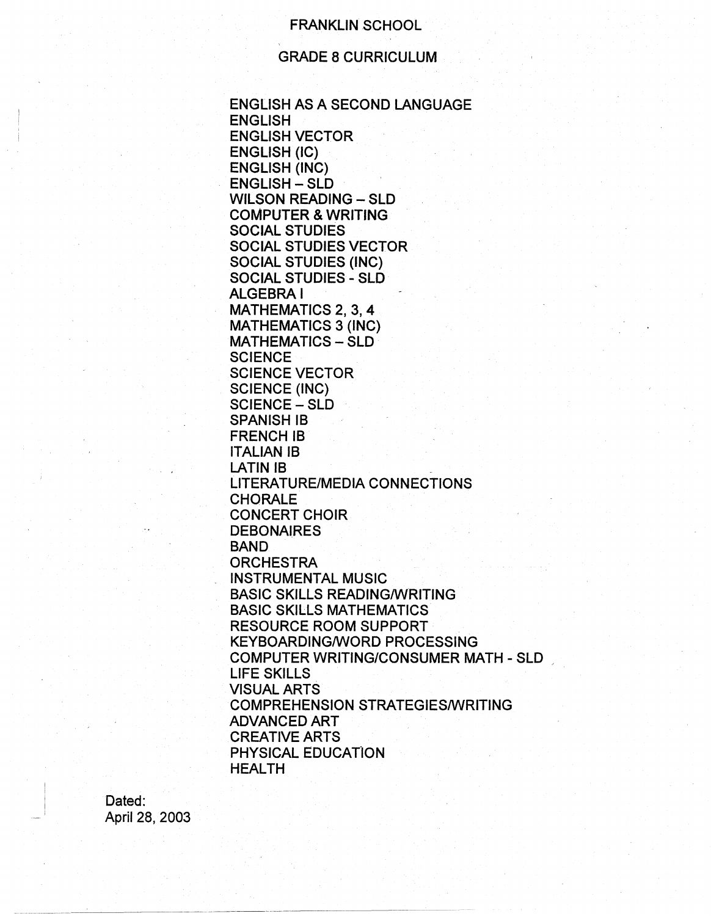# FRANKLIN SCHOOL

## GRADE 8 CURRICULUM

ENGLISH AS A SECOND LANGUAGE
ENGLISH
ENGLISH VECTOR
ENGLISH (IC)
ENGLISH (INC)
ENGLISH – SLD
WILSON READING – SLD
COMPUTER & WRITING
SOCIAL STUDIES
SOCIAL STUDIES VECTOR
SOCIAL STUDIES (INC)
SOCIAL STUDIES - SLD
ALGEBRA I
MATHEMATICS 2, 3, 4
MATHEMATICS 3 (INC)
MATHEMATICS – SLD
SCIENCE
SCIENCE VECTOR
SCIENCE (INC)
SCIENCE – SLD
SPANISH IB
FRENCH IB
ITALIAN IB
LATIN IB
LITERATURE/MEDIA CONNECTIONS
CHORALE
CONCERT CHOIR
DEBONAIRES
BAND
ORCHESTRA
INSTRUMENTAL MUSIC
BASIC SKILLS READING/WRITING
BASIC SKILLS MATHEMATICS
RESOURCE ROOM SUPPORT
KEYBOARDING/WORD PROCESSING
COMPUTER WRITING/CONSUMER MATH - SLD
LIFE SKILLS
VISUAL ARTS
COMPREHENSION STRATEGIES/WRITING
ADVANCED ART
CREATIVE ARTS
PHYSICAL EDUCATION
HEALTH

Dated:
April 28, 2003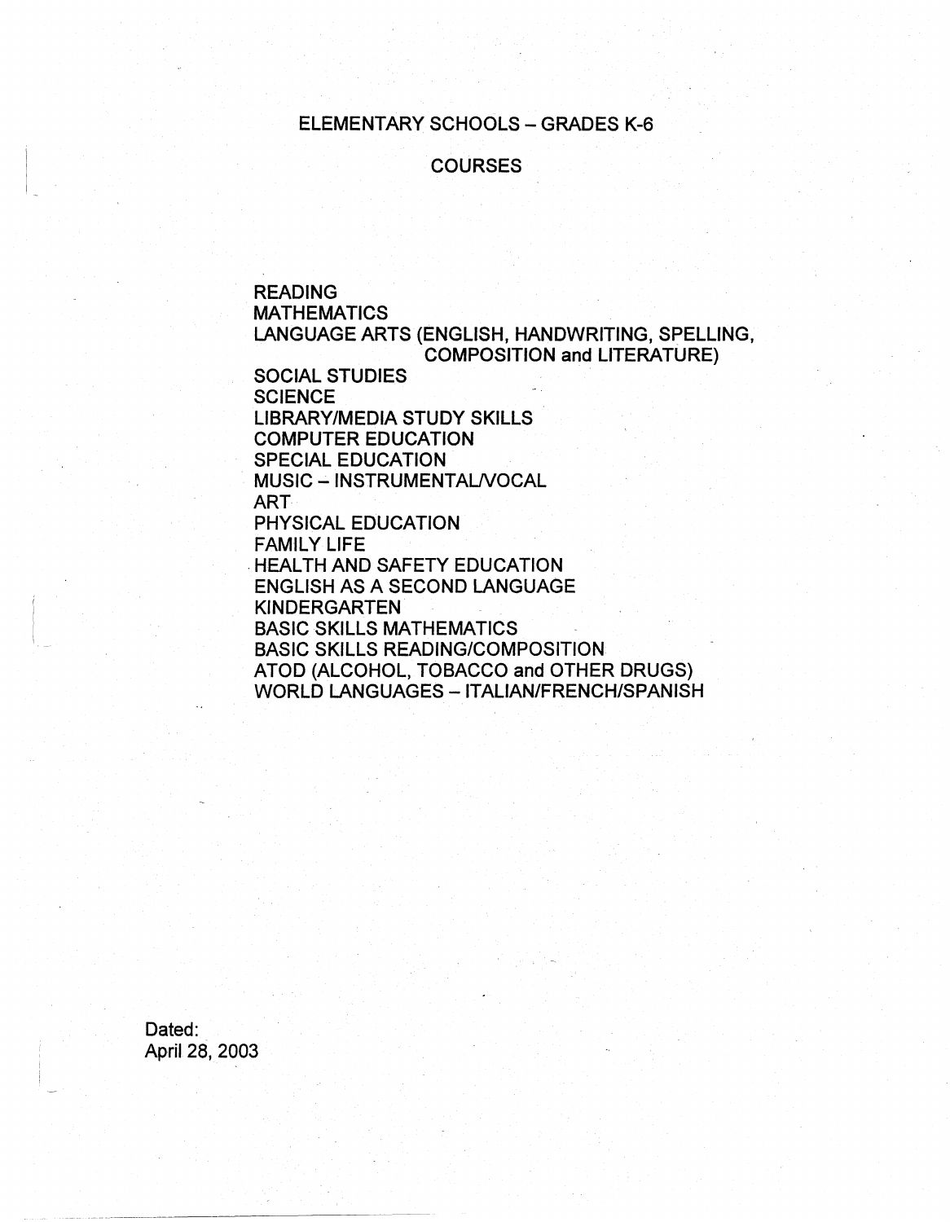# ELEMENTARY SCHOOLS – GRADES K-6

## COURSES

READING
MATHEMATICS
LANGUAGE ARTS (ENGLISH, HANDWRITING, SPELLING, COMPOSITION and LITERATURE)
SOCIAL STUDIES
SCIENCE
LIBRARY/MEDIA STUDY SKILLS
COMPUTER EDUCATION
SPECIAL EDUCATION
MUSIC – INSTRUMENTAL/VOCAL
ART
PHYSICAL EDUCATION
FAMILY LIFE
HEALTH AND SAFETY EDUCATION
ENGLISH AS A SECOND LANGUAGE
KINDERGARTEN
BASIC SKILLS MATHEMATICS
BASIC SKILLS READING/COMPOSITION
ATOD (ALCOHOL, TOBACCO and OTHER DRUGS)
WORLD LANGUAGES – ITALIAN/FRENCH/SPANISH

Dated:
April 28, 2003